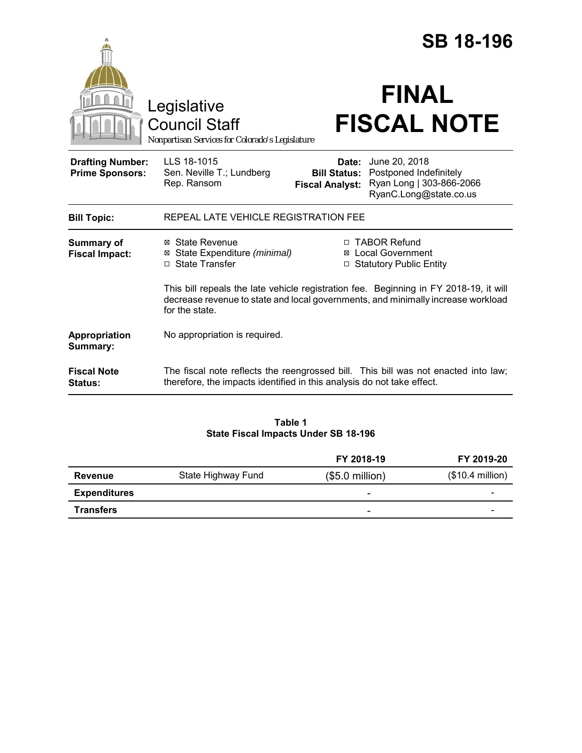# SB 18-196

Legislative Council Staff

*Nonpartisan Services for Colorado's Legislature*

# FINAL FISCAL NOTE

| | | | |
|---|---|---|---|
| **Drafting Number:** | LLS 18-1015 | **Date:** | June 20, 2018 |
| **Prime Sponsors:** | Sen. Neville T.; Lundberg<br>Rep. Ransom | **Bill Status:** | Postponed Indefinitely |
| | | **Fiscal Analyst:** | Ryan Long \| 303-866-2066<br>RyanC.Long@state.co.us |

**Bill Topic:** REPEAL LATE VEHICLE REGISTRATION FEE

**Summary of Fiscal Impact:**

- ☒ State Revenue
- ☒ State Expenditure *(minimal)*
- ☐ State Transfer
- ☐ TABOR Refund
- ☒ Local Government
- ☐ Statutory Public Entity

This bill repeals the late vehicle registration fee. Beginning in FY 2018-19, it will decrease revenue to state and local governments, and minimally increase workload for the state.

**Appropriation Summary:** No appropriation is required.

**Fiscal Note Status:** The fiscal note reflects the reengrossed bill. This bill was not enacted into law; therefore, the impacts identified in this analysis do not take effect.

**Table 1**
**State Fiscal Impacts Under SB 18-196**

| | | FY 2018-19 | FY 2019-20 |
|---|---|---|---|
| **Revenue** | State Highway Fund | ($5.0 million) | ($10.4 million) |
| **Expenditures** | | - | - |
| **Transfers** | | - | - |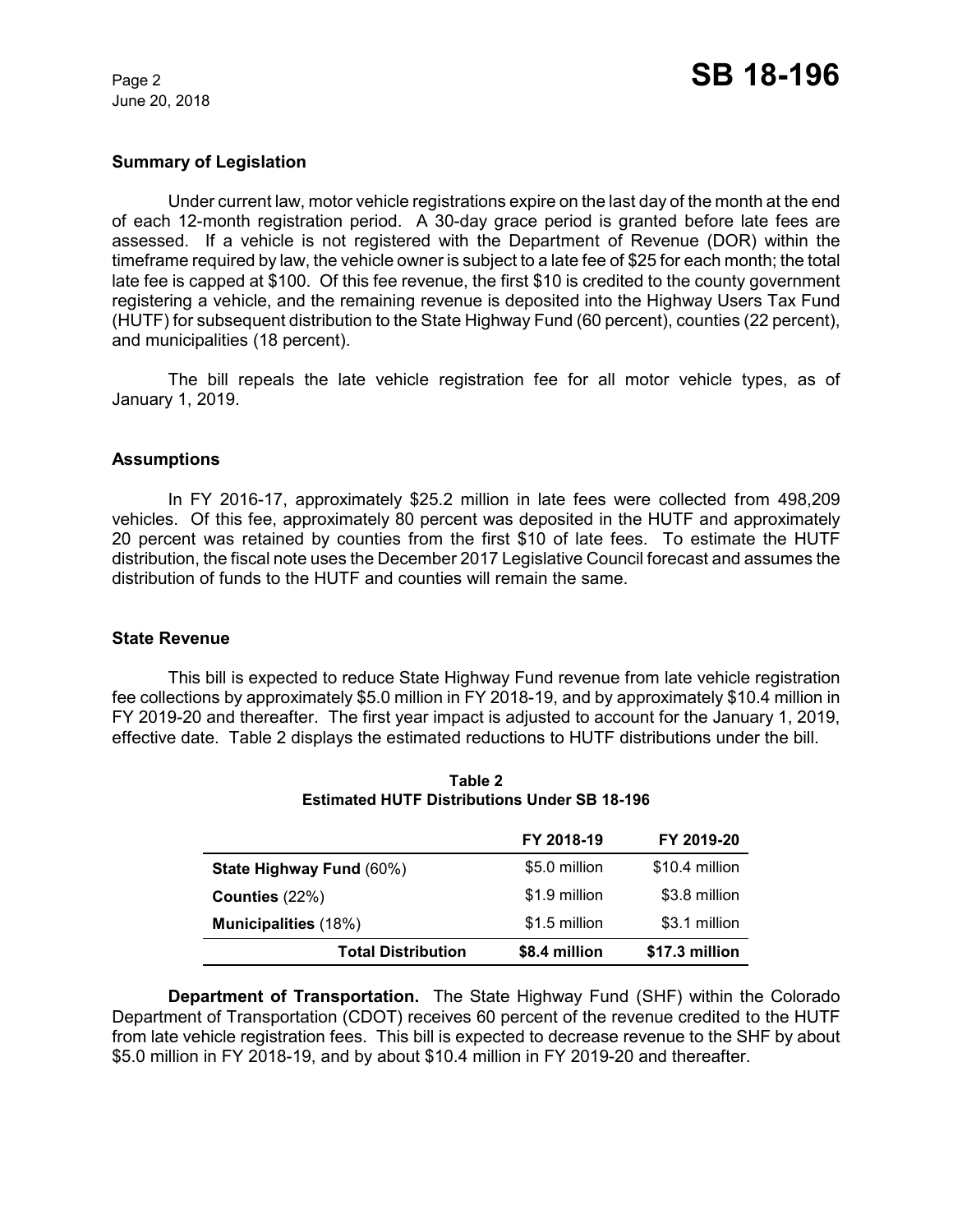## Summary of Legislation

Under current law, motor vehicle registrations expire on the last day of the month at the end of each 12-month registration period. A 30-day grace period is granted before late fees are assessed. If a vehicle is not registered with the Department of Revenue (DOR) within the timeframe required by law, the vehicle owner is subject to a late fee of $25 for each month; the total late fee is capped at $100. Of this fee revenue, the first $10 is credited to the county government registering a vehicle, and the remaining revenue is deposited into the Highway Users Tax Fund (HUTF) for subsequent distribution to the State Highway Fund (60 percent), counties (22 percent), and municipalities (18 percent).

The bill repeals the late vehicle registration fee for all motor vehicle types, as of January 1, 2019.

## Assumptions

In FY 2016-17, approximately $25.2 million in late fees were collected from 498,209 vehicles. Of this fee, approximately 80 percent was deposited in the HUTF and approximately 20 percent was retained by counties from the first $10 of late fees. To estimate the HUTF distribution, the fiscal note uses the December 2017 Legislative Council forecast and assumes the distribution of funds to the HUTF and counties will remain the same.

## State Revenue

This bill is expected to reduce State Highway Fund revenue from late vehicle registration fee collections by approximately $5.0 million in FY 2018-19, and by approximately $10.4 million in FY 2019-20 and thereafter. The first year impact is adjusted to account for the January 1, 2019, effective date. Table 2 displays the estimated reductions to HUTF distributions under the bill.

**Table 2**
**Estimated HUTF Distributions Under SB 18-196**

| | FY 2018-19 | FY 2019-20 |
|---|---|---|
| **State Highway Fund** (60%) | $5.0 million | $10.4 million |
| **Counties** (22%) | $1.9 million | $3.8 million |
| **Municipalities** (18%) | $1.5 million | $3.1 million |
| **Total Distribution** | **$8.4 million** | **$17.3 million** |

**Department of Transportation.** The State Highway Fund (SHF) within the Colorado Department of Transportation (CDOT) receives 60 percent of the revenue credited to the HUTF from late vehicle registration fees. This bill is expected to decrease revenue to the SHF by about $5.0 million in FY 2018-19, and by about $10.4 million in FY 2019-20 and thereafter.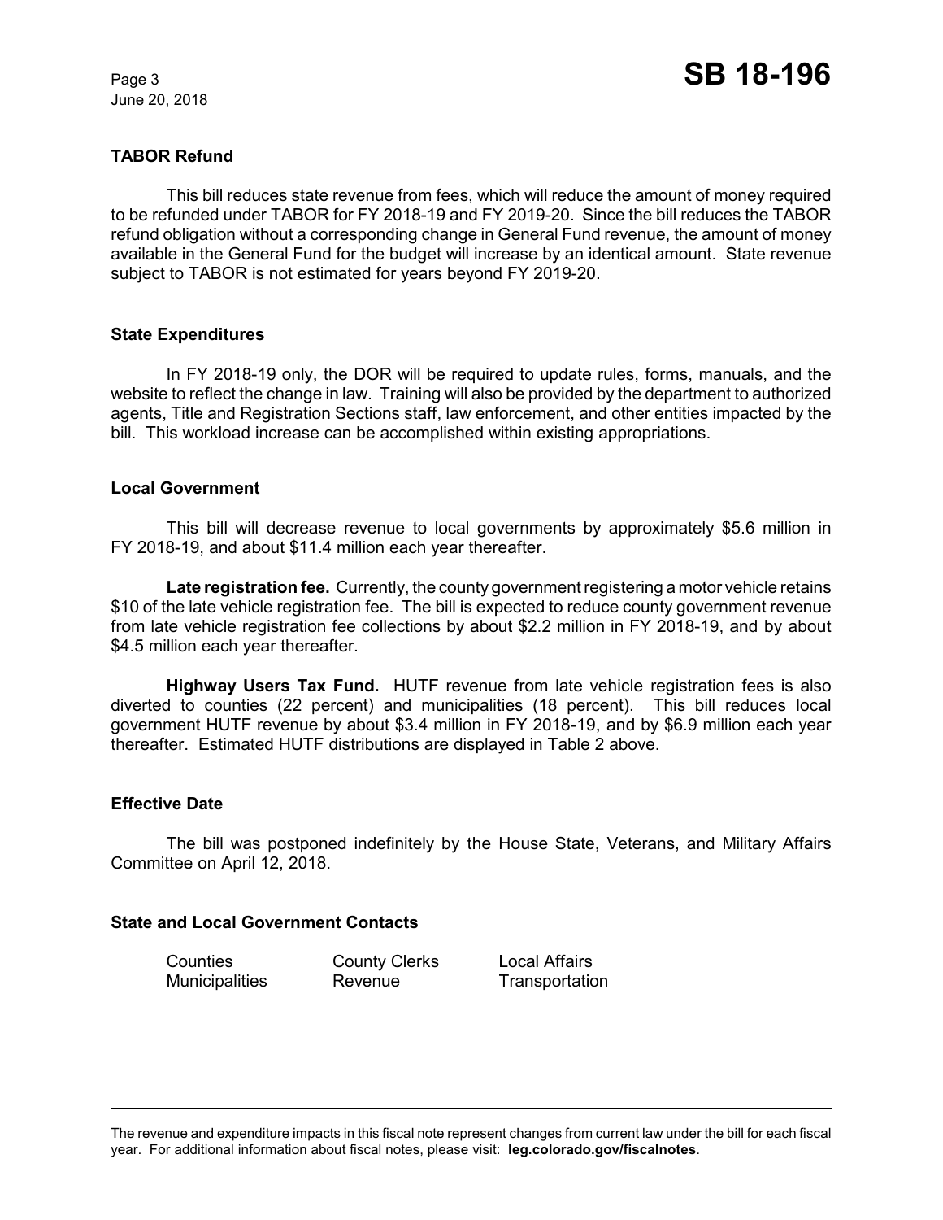## TABOR Refund

This bill reduces state revenue from fees, which will reduce the amount of money required to be refunded under TABOR for FY 2018-19 and FY 2019-20. Since the bill reduces the TABOR refund obligation without a corresponding change in General Fund revenue, the amount of money available in the General Fund for the budget will increase by an identical amount. State revenue subject to TABOR is not estimated for years beyond FY 2019-20.

## State Expenditures

In FY 2018-19 only, the DOR will be required to update rules, forms, manuals, and the website to reflect the change in law. Training will also be provided by the department to authorized agents, Title and Registration Sections staff, law enforcement, and other entities impacted by the bill. This workload increase can be accomplished within existing appropriations.

## Local Government

This bill will decrease revenue to local governments by approximately $5.6 million in FY 2018-19, and about $11.4 million each year thereafter.

**Late registration fee.** Currently, the county government registering a motor vehicle retains $10 of the late vehicle registration fee. The bill is expected to reduce county government revenue from late vehicle registration fee collections by about $2.2 million in FY 2018-19, and by about $4.5 million each year thereafter.

**Highway Users Tax Fund.** HUTF revenue from late vehicle registration fees is also diverted to counties (22 percent) and municipalities (18 percent). This bill reduces local government HUTF revenue by about $3.4 million in FY 2018-19, and by $6.9 million each year thereafter. Estimated HUTF distributions are displayed in Table 2 above.

## Effective Date

The bill was postponed indefinitely by the House State, Veterans, and Military Affairs Committee on April 12, 2018.

## State and Local Government Contacts

| | | |
|---|---|---|
| Counties | County Clerks | Local Affairs |
| Municipalities | Revenue | Transportation |

The revenue and expenditure impacts in this fiscal note represent changes from current law under the bill for each fiscal year. For additional information about fiscal notes, please visit: **leg.colorado.gov/fiscalnotes**.